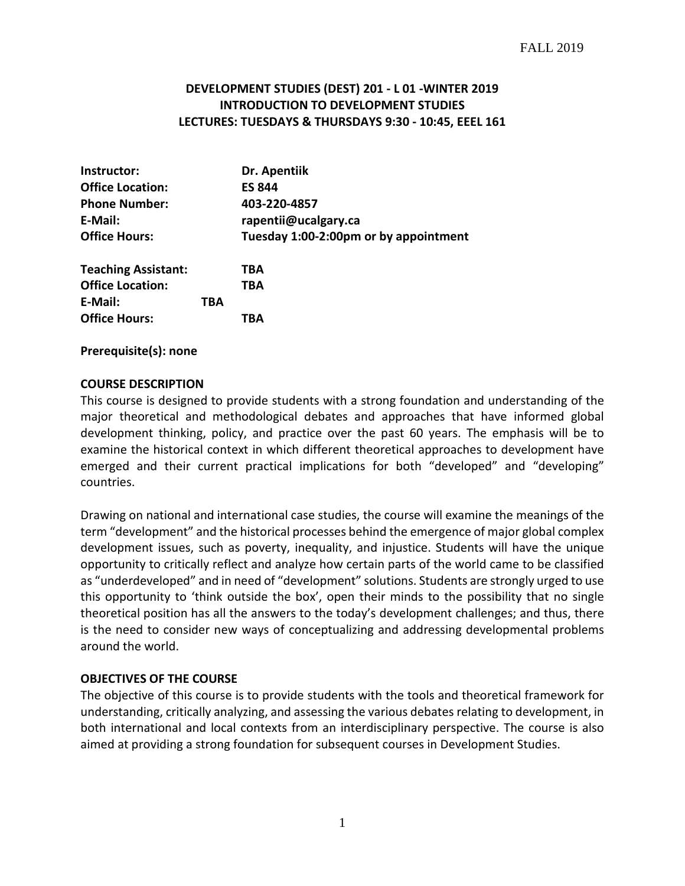FALL 2019

**DEVELOPMENT STUDIES (DEST) 201 - L 01 -WINTER 2019**
**INTRODUCTION TO DEVELOPMENT STUDIES**
**LECTURES: TUESDAYS & THURSDAYS 9:30 - 10:45, EEEL 161**

| | |
|---|---|
| **Instructor:** | **Dr. Apentiik** |
| **Office Location:** | **ES 844** |
| **Phone Number:** | **403-220-4857** |
| **E-Mail:** | **rapentii@ucalgary.ca** |
| **Office Hours:** | **Tuesday 1:00-2:00pm or by appointment** |
| | |
| **Teaching Assistant:** | **TBA** |
| **Office Location:** | **TBA** |
| **E-Mail:** | **TBA** |
| **Office Hours:** | **TBA** |

**Prerequisite(s): none**

## COURSE DESCRIPTION

This course is designed to provide students with a strong foundation and understanding of the major theoretical and methodological debates and approaches that have informed global development thinking, policy, and practice over the past 60 years. The emphasis will be to examine the historical context in which different theoretical approaches to development have emerged and their current practical implications for both "developed" and "developing" countries.

Drawing on national and international case studies, the course will examine the meanings of the term "development" and the historical processes behind the emergence of major global complex development issues, such as poverty, inequality, and injustice. Students will have the unique opportunity to critically reflect and analyze how certain parts of the world came to be classified as "underdeveloped" and in need of "development" solutions. Students are strongly urged to use this opportunity to 'think outside the box', open their minds to the possibility that no single theoretical position has all the answers to the today's development challenges; and thus, there is the need to consider new ways of conceptualizing and addressing developmental problems around the world.

## OBJECTIVES OF THE COURSE

The objective of this course is to provide students with the tools and theoretical framework for understanding, critically analyzing, and assessing the various debates relating to development, in both international and local contexts from an interdisciplinary perspective. The course is also aimed at providing a strong foundation for subsequent courses in Development Studies.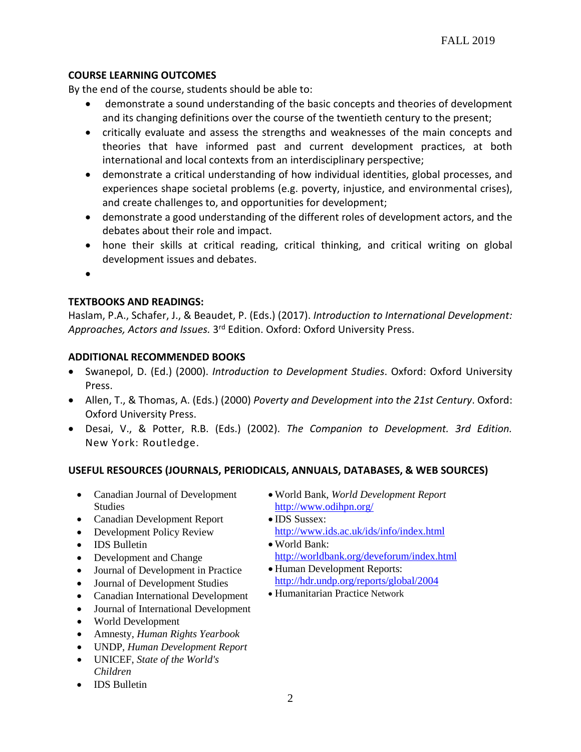## COURSE LEARNING OUTCOMES

By the end of the course, students should be able to:

- demonstrate a sound understanding of the basic concepts and theories of development and its changing definitions over the course of the twentieth century to the present;
- critically evaluate and assess the strengths and weaknesses of the main concepts and theories that have informed past and current development practices, at both international and local contexts from an interdisciplinary perspective;
- demonstrate a critical understanding of how individual identities, global processes, and experiences shape societal problems (e.g. poverty, injustice, and environmental crises), and create challenges to, and opportunities for development;
- demonstrate a good understanding of the different roles of development actors, and the debates about their role and impact.
- hone their skills at critical reading, critical thinking, and critical writing on global development issues and debates.

## TEXTBOOKS AND READINGS:

Haslam, P.A., Schafer, J., & Beaudet, P. (Eds.) (2017). *Introduction to International Development: Approaches, Actors and Issues.* 3rd Edition. Oxford: Oxford University Press.

## ADDITIONAL RECOMMENDED BOOKS

- Swanepol, D. (Ed.) (2000). *Introduction to Development Studies*. Oxford: Oxford University Press.
- Allen, T., & Thomas, A. (Eds.) (2000) *Poverty and Development into the 21st Century*. Oxford: Oxford University Press.
- Desai, V., & Potter, R.B. (Eds.) (2002). *The Companion to Development. 3rd Edition.* New York: Routledge.

## USEFUL RESOURCES (JOURNALS, PERIODICALS, ANNUALS, DATABASES, & WEB SOURCES)

- Canadian Journal of Development Studies
- Canadian Development Report
- Development Policy Review
- IDS Bulletin
- Development and Change
- Journal of Development in Practice
- Journal of Development Studies
- Canadian International Development
- Journal of International Development
- World Development
- Amnesty, *Human Rights Yearbook*
- UNDP, *Human Development Report*
- UNICEF, *State of the World's Children*
- IDS Bulletin
- World Bank, *World Development Report* http://www.odihpn.org/
- IDS Sussex: http://www.ids.ac.uk/ids/info/index.html
- World Bank: http://worldbank.org/deveforum/index.html
- Human Development Reports: http://hdr.undp.org/reports/global/2004
- Humanitarian Practice Network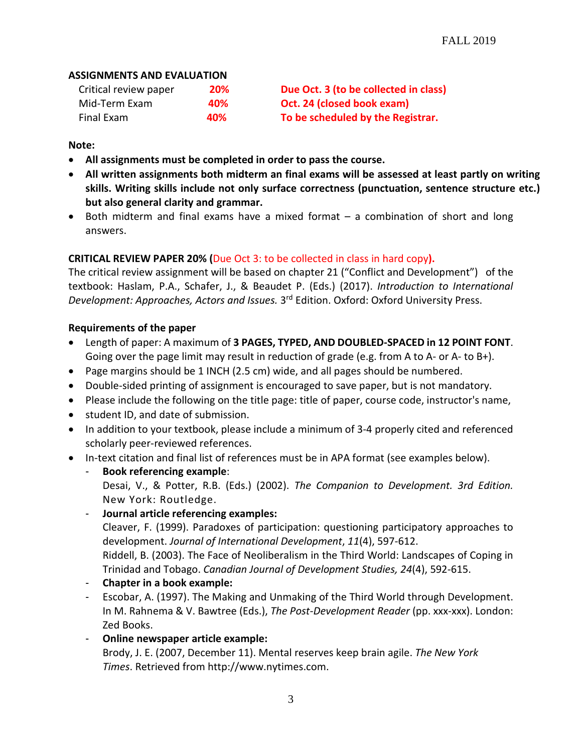## ASSIGNMENTS AND EVALUATION

| | | |
|---|---|---|
| Critical review paper | **20%** | **Due Oct. 3 (to be collected in class)** |
| Mid-Term Exam | **40%** | **Oct. 24 (closed book exam)** |
| Final Exam | **40%** | **To be scheduled by the Registrar.** |

**Note:**

- **All assignments must be completed in order to pass the course.**
- **All written assignments both midterm an final exams will be assessed at least partly on writing skills. Writing skills include not only surface correctness (punctuation, sentence structure etc.) but also general clarity and grammar.**
- Both midterm and final exams have a mixed format – a combination of short and long answers.

**CRITICAL REVIEW PAPER 20% (**Due Oct 3: to be collected in class in hard copy**).**

The critical review assignment will be based on chapter 21 ("Conflict and Development") of the textbook: Haslam, P.A., Schafer, J., & Beaudet P. (Eds.) (2017). *Introduction to International Development: Approaches, Actors and Issues.* 3rd Edition. Oxford: Oxford University Press.

**Requirements of the paper**

- Length of paper: A maximum of **3 PAGES, TYPED, AND DOUBLED-SPACED in 12 POINT FONT**. Going over the page limit may result in reduction of grade (e.g. from A to A- or A- to B+).
- Page margins should be 1 INCH (2.5 cm) wide, and all pages should be numbered.
- Double-sided printing of assignment is encouraged to save paper, but is not mandatory.
- Please include the following on the title page: title of paper, course code, instructor's name,
- student ID, and date of submission.
- In addition to your textbook, please include a minimum of 3-4 properly cited and referenced scholarly peer-reviewed references.
- In-text citation and final list of references must be in APA format (see examples below).
  - **Book referencing example**:
    Desai, V., & Potter, R.B. (Eds.) (2002). *The Companion to Development. 3rd Edition.* New York: Routledge.
  - **Journal article referencing examples:**
    Cleaver, F. (1999). Paradoxes of participation: questioning participatory approaches to development. *Journal of International Development*, *11*(4), 597-612.
    Riddell, B. (2003). The Face of Neoliberalism in the Third World: Landscapes of Coping in Trinidad and Tobago. *Canadian Journal of Development Studies, 24*(4), 592-615.
  - **Chapter in a book example:**
  - Escobar, A. (1997). The Making and Unmaking of the Third World through Development. In M. Rahnema & V. Bawtree (Eds.), *The Post-Development Reader* (pp. xxx-xxx). London: Zed Books.
  - **Online newspaper article example:**
    Brody, J. E. (2007, December 11). Mental reserves keep brain agile. *The New York Times*. Retrieved from http://www.nytimes.com.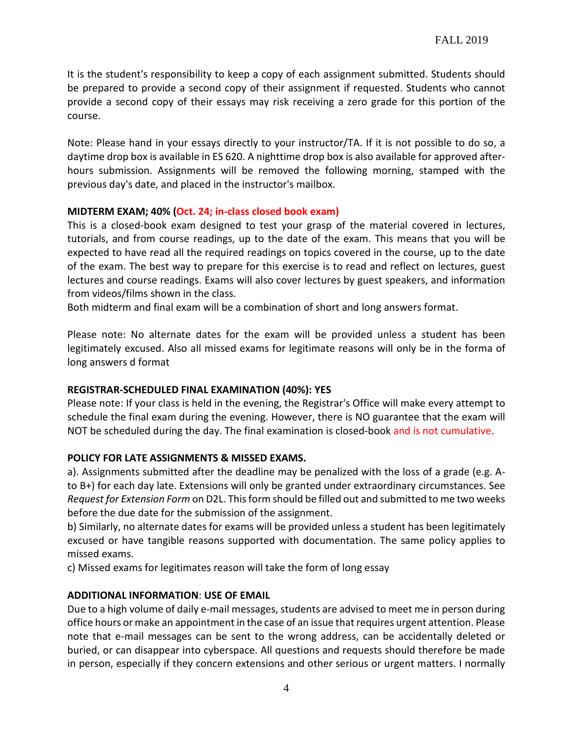It is the student's responsibility to keep a copy of each assignment submitted. Students should be prepared to provide a second copy of their assignment if requested. Students who cannot provide a second copy of their essays may risk receiving a zero grade for this portion of the course.

Note: Please hand in your essays directly to your instructor/TA. If it is not possible to do so, a daytime drop box is available in ES 620. A nighttime drop box is also available for approved after-hours submission. Assignments will be removed the following morning, stamped with the previous day's date, and placed in the instructor's mailbox.

**MIDTERM EXAM; 40% (Oct. 24; in-class closed book exam)**

This is a closed-book exam designed to test your grasp of the material covered in lectures, tutorials, and from course readings, up to the date of the exam. This means that you will be expected to have read all the required readings on topics covered in the course, up to the date of the exam. The best way to prepare for this exercise is to read and reflect on lectures, guest lectures and course readings. Exams will also cover lectures by guest speakers, and information from videos/films shown in the class.

Both midterm and final exam will be a combination of short and long answers format.

Please note: No alternate dates for the exam will be provided unless a student has been legitimately excused. Also all missed exams for legitimate reasons will only be in the forma of long answers d format

**REGISTRAR-SCHEDULED FINAL EXAMINATION (40%): YES**

Please note: If your class is held in the evening, the Registrar's Office will make every attempt to schedule the final exam during the evening. However, there is NO guarantee that the exam will NOT be scheduled during the day. The final examination is closed-book and is not cumulative.

**POLICY FOR LATE ASSIGNMENTS & MISSED EXAMS.**

a). Assignments submitted after the deadline may be penalized with the loss of a grade (e.g. A- to B+) for each day late. Extensions will only be granted under extraordinary circumstances. See *Request for Extension Form* on D2L. This form should be filled out and submitted to me two weeks before the due date for the submission of the assignment.

b) Similarly, no alternate dates for exams will be provided unless a student has been legitimately excused or have tangible reasons supported with documentation. The same policy applies to missed exams.

c) Missed exams for legitimates reason will take the form of long essay

**ADDITIONAL INFORMATION**: **USE OF EMAIL**

Due to a high volume of daily e-mail messages, students are advised to meet me in person during office hours or make an appointment in the case of an issue that requires urgent attention. Please note that e-mail messages can be sent to the wrong address, can be accidentally deleted or buried, or can disappear into cyberspace. All questions and requests should therefore be made in person, especially if they concern extensions and other serious or urgent matters. I normally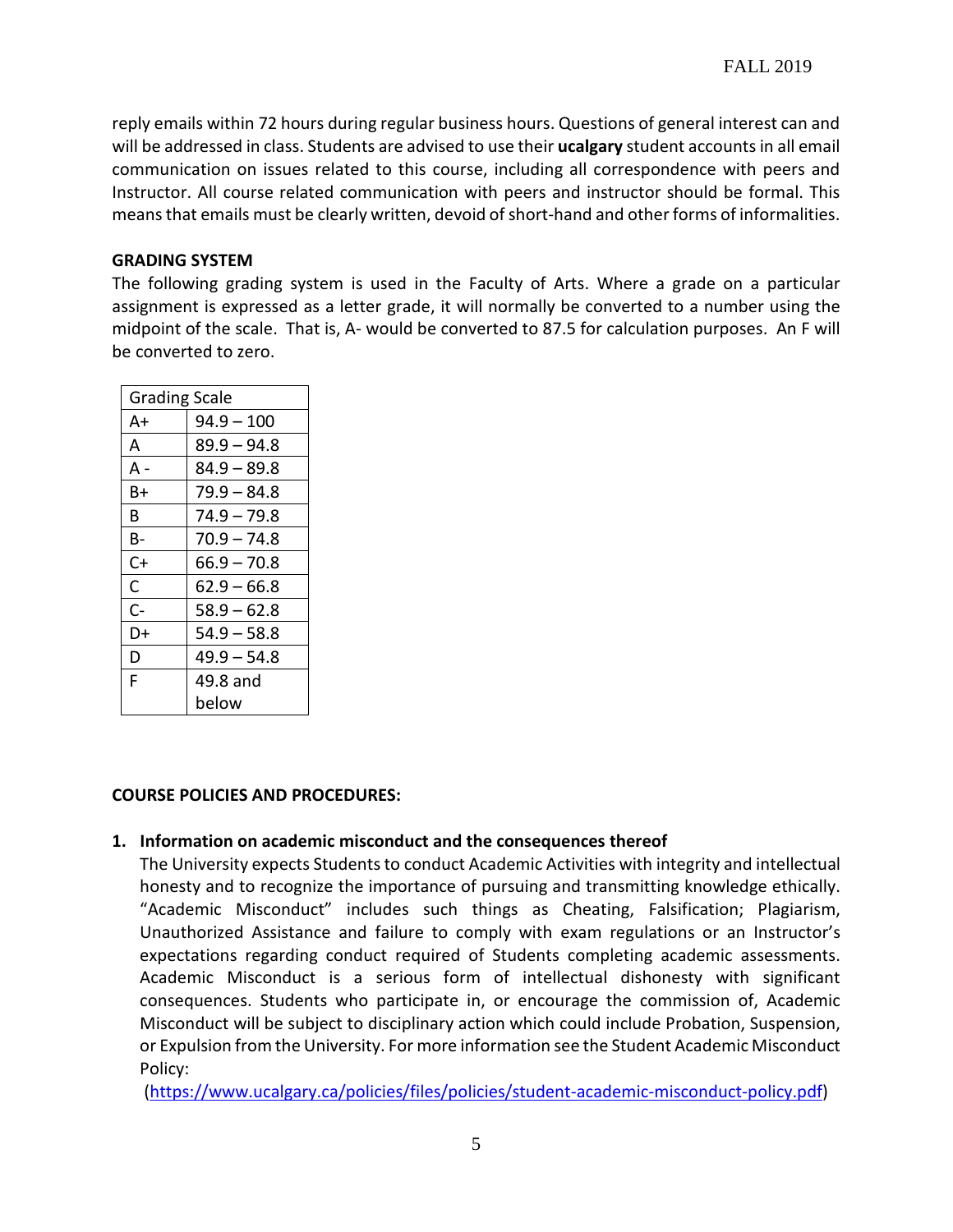reply emails within 72 hours during regular business hours. Questions of general interest can and will be addressed in class. Students are advised to use their **ucalgary** student accounts in all email communication on issues related to this course, including all correspondence with peers and Instructor. All course related communication with peers and instructor should be formal. This means that emails must be clearly written, devoid of short-hand and other forms of informalities.

**GRADING SYSTEM**

The following grading system is used in the Faculty of Arts. Where a grade on a particular assignment is expressed as a letter grade, it will normally be converted to a number using the midpoint of the scale. That is, A- would be converted to 87.5 for calculation purposes. An F will be converted to zero.

| Grading Scale | |
|---|---|
| A+ | 94.9 – 100 |
| A | 89.9 – 94.8 |
| A - | 84.9 – 89.8 |
| B+ | 79.9 – 84.8 |
| B | 74.9 – 79.8 |
| B- | 70.9 – 74.8 |
| C+ | 66.9 – 70.8 |
| C | 62.9 – 66.8 |
| C- | 58.9 – 62.8 |
| D+ | 54.9 – 58.8 |
| D | 49.9 – 54.8 |
| F | 49.8 and below |

**COURSE POLICIES AND PROCEDURES:**

1. **Information on academic misconduct and the consequences thereof**

   The University expects Students to conduct Academic Activities with integrity and intellectual honesty and to recognize the importance of pursuing and transmitting knowledge ethically. "Academic Misconduct" includes such things as Cheating, Falsification; Plagiarism, Unauthorized Assistance and failure to comply with exam regulations or an Instructor's expectations regarding conduct required of Students completing academic assessments. Academic Misconduct is a serious form of intellectual dishonesty with significant consequences. Students who participate in, or encourage the commission of, Academic Misconduct will be subject to disciplinary action which could include Probation, Suspension, or Expulsion from the University. For more information see the Student Academic Misconduct Policy:
   (https://www.ucalgary.ca/policies/files/policies/student-academic-misconduct-policy.pdf)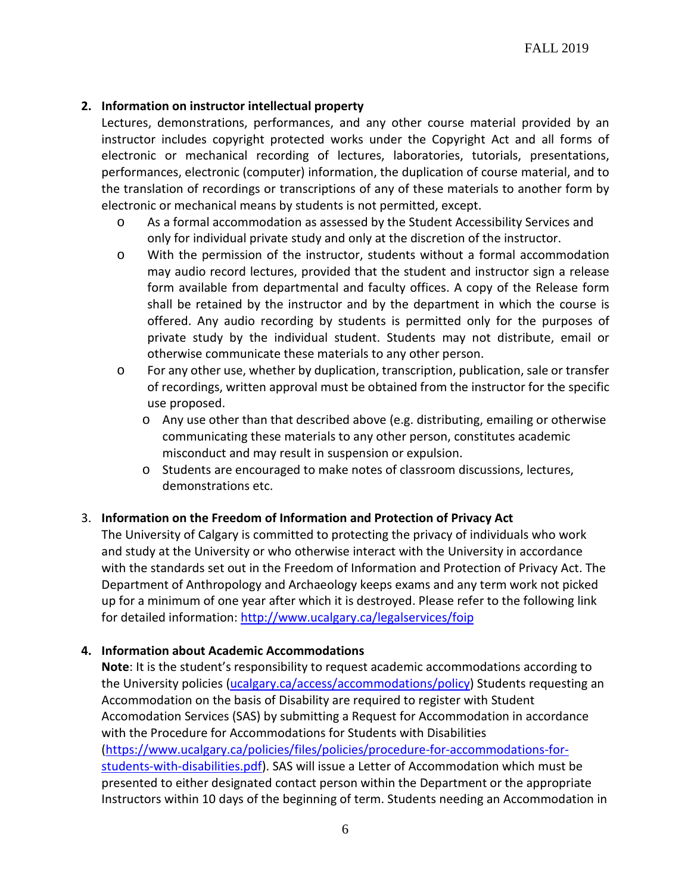2. **Information on instructor intellectual property**

   Lectures, demonstrations, performances, and any other course material provided by an instructor includes copyright protected works under the Copyright Act and all forms of electronic or mechanical recording of lectures, laboratories, tutorials, presentations, performances, electronic (computer) information, the duplication of course material, and to the translation of recordings or transcriptions of any of these materials to another form by electronic or mechanical means by students is not permitted, except.

   - As a formal accommodation as assessed by the Student Accessibility Services and only for individual private study and only at the discretion of the instructor.
   - With the permission of the instructor, students without a formal accommodation may audio record lectures, provided that the student and instructor sign a release form available from departmental and faculty offices. A copy of the Release form shall be retained by the instructor and by the department in which the course is offered. Any audio recording by students is permitted only for the purposes of private study by the individual student. Students may not distribute, email or otherwise communicate these materials to any other person.
   - For any other use, whether by duplication, transcription, publication, sale or transfer of recordings, written approval must be obtained from the instructor for the specific use proposed.
     - Any use other than that described above (e.g. distributing, emailing or otherwise communicating these materials to any other person, constitutes academic misconduct and may result in suspension or expulsion.
     - Students are encouraged to make notes of classroom discussions, lectures, demonstrations etc.

3. **Information on the Freedom of Information and Protection of Privacy Act**

   The University of Calgary is committed to protecting the privacy of individuals who work and study at the University or who otherwise interact with the University in accordance with the standards set out in the Freedom of Information and Protection of Privacy Act. The Department of Anthropology and Archaeology keeps exams and any term work not picked up for a minimum of one year after which it is destroyed. Please refer to the following link for detailed information: http://www.ucalgary.ca/legalservices/foip

4. **Information about Academic Accommodations**

   **Note**: It is the student's responsibility to request academic accommodations according to the University policies (ucalgary.ca/access/accommodations/policy) Students requesting an Accommodation on the basis of Disability are required to register with Student Accomodation Services (SAS) by submitting a Request for Accommodation in accordance with the Procedure for Accommodations for Students with Disabilities (https://www.ucalgary.ca/policies/files/policies/procedure-for-accommodations-for-students-with-disabilities.pdf). SAS will issue a Letter of Accommodation which must be presented to either designated contact person within the Department or the appropriate Instructors within 10 days of the beginning of term. Students needing an Accommodation in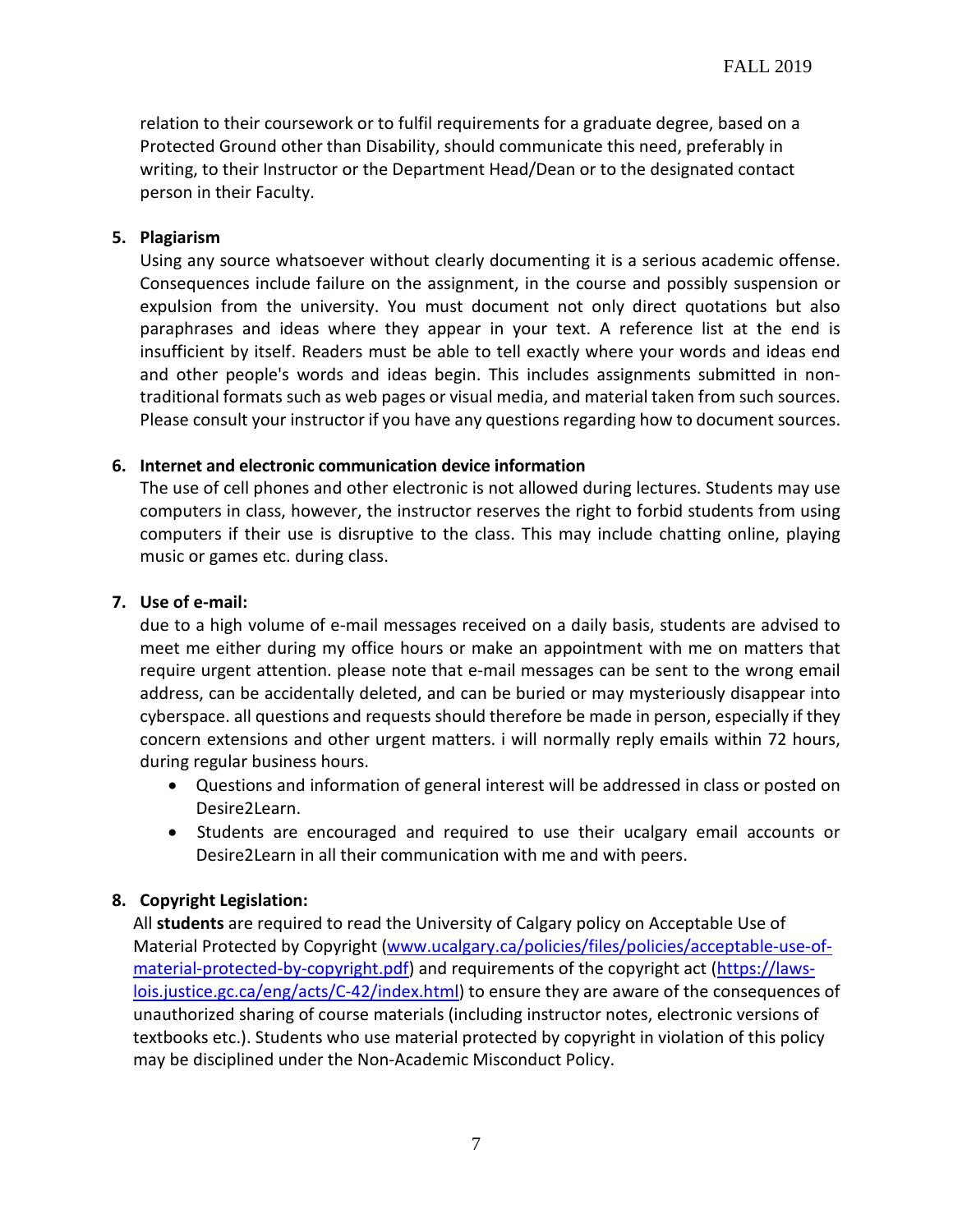relation to their coursework or to fulfil requirements for a graduate degree, based on a Protected Ground other than Disability, should communicate this need, preferably in writing, to their Instructor or the Department Head/Dean or to the designated contact person in their Faculty.

5. **Plagiarism**

   Using any source whatsoever without clearly documenting it is a serious academic offense. Consequences include failure on the assignment, in the course and possibly suspension or expulsion from the university. You must document not only direct quotations but also paraphrases and ideas where they appear in your text. A reference list at the end is insufficient by itself. Readers must be able to tell exactly where your words and ideas end and other people's words and ideas begin. This includes assignments submitted in non-traditional formats such as web pages or visual media, and material taken from such sources. Please consult your instructor if you have any questions regarding how to document sources.

6. **Internet and electronic communication device information**

   The use of cell phones and other electronic is not allowed during lectures. Students may use computers in class, however, the instructor reserves the right to forbid students from using computers if their use is disruptive to the class. This may include chatting online, playing music or games etc. during class.

7. **Use of e-mail:**

   due to a high volume of e-mail messages received on a daily basis, students are advised to meet me either during my office hours or make an appointment with me on matters that require urgent attention. please note that e-mail messages can be sent to the wrong email address, can be accidentally deleted, and can be buried or may mysteriously disappear into cyberspace. all questions and requests should therefore be made in person, especially if they concern extensions and other urgent matters. i will normally reply emails within 72 hours, during regular business hours.

   - Questions and information of general interest will be addressed in class or posted on Desire2Learn.
   - Students are encouraged and required to use their ucalgary email accounts or Desire2Learn in all their communication with me and with peers.

8. **Copyright Legislation:**

   All **students** are required to read the University of Calgary policy on Acceptable Use of Material Protected by Copyright (www.ucalgary.ca/policies/files/policies/acceptable-use-of-material-protected-by-copyright.pdf) and requirements of the copyright act (https://laws-lois.justice.gc.ca/eng/acts/C-42/index.html) to ensure they are aware of the consequences of unauthorized sharing of course materials (including instructor notes, electronic versions of textbooks etc.). Students who use material protected by copyright in violation of this policy may be disciplined under the Non-Academic Misconduct Policy.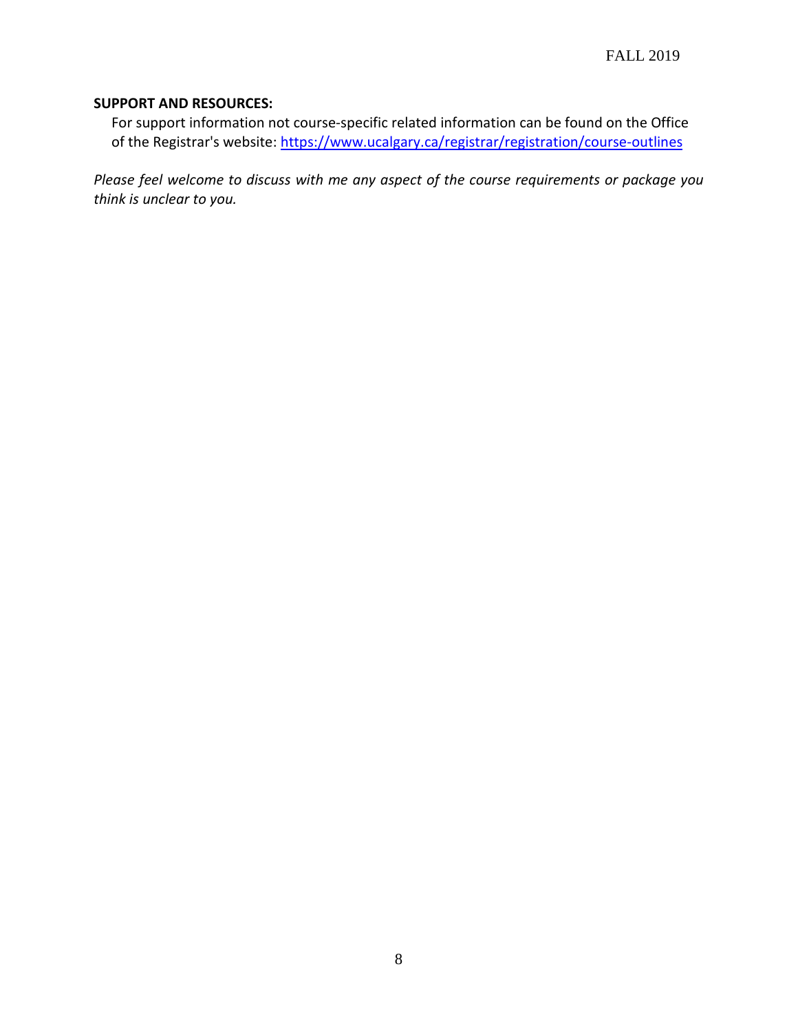**SUPPORT AND RESOURCES:**

For support information not course-specific related information can be found on the Office of the Registrar's website: https://www.ucalgary.ca/registrar/registration/course-outlines

*Please feel welcome to discuss with me any aspect of the course requirements or package you think is unclear to you.*